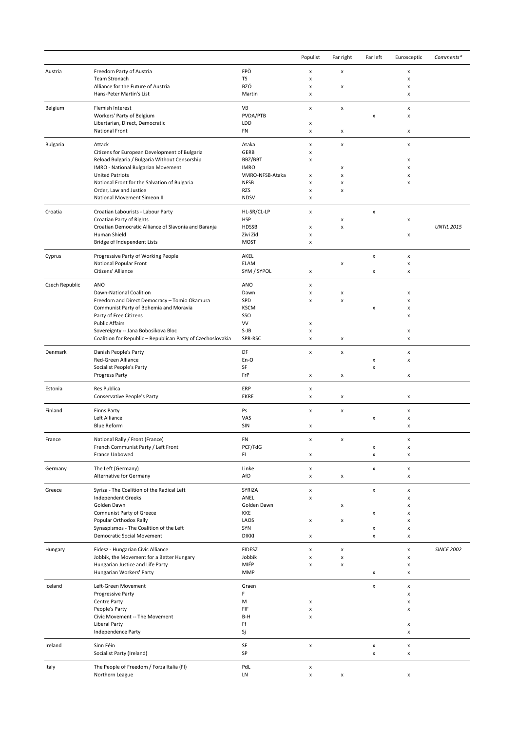| | | | Populist | Far right | Far left | Eurosceptic | *Comments** |
|---|---|---|---|---|---|---|---|
| Austria | Freedom Party of Austria | FPÖ | x | x | | x | |
| | Team Stronach | TS | x | | | x | |
| | Alliance for the Future of Austria | BZÖ | x | x | | x | |
| | Hans-Peter Martin's List | Martin | x | | | x | |
| Belgium | Flemish Interest | VB | x | x | | x | |
| | Workers' Party of Belgium | PVDA/PTB | | | x | x | |
| | Libertarian, Direct, Democratic | LDD | x | | | | |
| | National Front | FN | x | x | | x | |
| Bulgaria | Attack | Ataka | x | x | | x | |
| | Citizens for European Development of Bulgaria | GERB | x | | | | |
| | Reload Bulgaria / Bulgaria Without Censorship | BBZ/BBT | x | | | x | |
| | IMRO - National Bulgarian Movement | IMRO | | x | | x | |
| | United Patriots | VMRO-NFSB-Ataka | x | x | | x | |
| | National Front for the Salvation of Bulgaria | NFSB | x | x | | x | |
| | Order, Law and Justice | RZS | x | x | | | |
| | National Movement Simeon II | NDSV | x | | | | |
| Croatia | Croatian Labourists - Labour Party | HL-SR/CL-LP | x | | x | | |
| | Croatian Party of Rights | HSP | | x | | x | |
| | Croatian Democratic Alliance of Slavonia and Baranja | HDSSB | x | x | | | *UNTIL 2015* |
| | Human Shield | Zivi Zid | x | | | x | |
| | Bridge of Independent Lists | MOST | x | | | | |
| Cyprus | Progressive Party of Working People | AKEL | | | x | x | |
| | National Popular Front | ELAM | | x | | x | |
| | Citizens' Alliance | SYM / SYPOL | x | | x | x | |
| Czech Republic | ANO | ANO | x | | | | |
| | Dawn-National Coalition | Dawn | x | x | | x | |
| | Freedom and Direct Democracy – Tomio Okamura | SPD | x | x | | x | |
| | Communist Party of Bohemia and Moravia | KSCM | | | x | x | |
| | Party of Free Citizens | SSO | | | | x | |
| | Public Affairs | VV | x | | | | |
| | Sovereignty -- Jana Bobosikova Bloc | S-JB | x | | | x | |
| | Coalition for Republic – Republican Party of Czechoslovakia | SPR-RSC | x | x | | x | |
| Denmark | Danish People's Party | DF | x | x | | x | |
| | Red-Green Alliance | En-O | | | x | x | |
| | Socialist People's Party | SF | | | x | | |
| | Progress Party | FrP | x | x | | x | |
| Estonia | Res Publica | ERP | x | | | | |
| | Conservative People's Party | EKRE | x | x | | x | |
| Finland | Finns Party | Ps | x | x | | x | |
| | Left Alliance | VAS | | | x | x | |
| | Blue Reform | SIN | x | | | x | |
| France | National Rally / Front (France) | FN | x | x | | x | |
| | French Communist Party / Left Front | PCF/FdG | | | x | x | |
| | France Unbowed | FI | x | | x | x | |
| Germany | The Left (Germany) | Linke | x | | x | x | |
| | Alternative for Germany | AfD | x | x | | x | |
| Greece | Syriza - The Coalition of the Radical Left | SYRIZA | x | | x | x | |
| | Independent Greeks | ANEL | x | | | x | |
| | Golden Dawn | Golden Dawn | | x | | x | |
| | Comnunist Party of Greece | KKE | | | x | x | |
| | Popular Orthodox Rally | LAOS | x | x | | x | |
| | Synaspismos - The Coalition of the Left | SYN | | | x | x | |
| | Democratic Social Movement | DIKKI | x | | x | x | |
| Hungary | Fidesz - Hungarian Civic Alliance | FIDESZ | x | x | | x | *SINCE 2002* |
| | Jobbik, the Movement for a Better Hungary | Jobbik | x | x | | x | |
| | Hungarian Justice and Life Party | MIÉP | x | x | | x | |
| | Hungarian Workers' Party | MMP | | | x | x | |
| Iceland | Left-Green Movement | Graen | | | x | x | |
| | Progressive Party | F | | | | x | |
| | Centre Party | M | x | | | x | |
| | People's Party | FIF | x | | | x | |
| | Civic Movement -- The Movement | B-H | x | | | | |
| | Liberal Party | Ff | | | | x | |
| | Independence Party | Sj | | | | x | |
| Ireland | Sinn Féin | SF | x | | x | x | |
| | Socialist Party (Ireland) | SP | | | x | x | |
| Italy | The People of Freedom / Forza Italia (FI) | PdL | x | | | | |
| | Northern League | LN | x | x | | x | |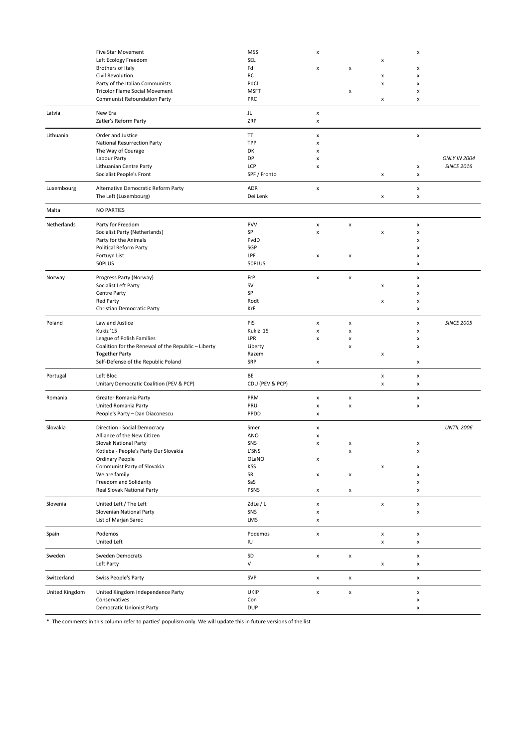| | | | | | | | |
|---|---|---|---|---|---|---|---|
| | Five Star Movement | M5S | x | | | x | |
| | Left Ecology Freedom | SEL | | | x | | |
| | Brothers of Italy | FdI | x | x | | x | |
| | Civil Revolution | RC | | | x | x | |
| | Party of the Italian Communists | PdCI | | | x | x | |
| | Tricolor Flame Social Movement | MSFT | | x | | x | |
| | Communist Refoundation Party | PRC | | | x | x | |
| Latvia | New Era | JL | x | | | | |
| | Zatler's Reform Party | ZRP | x | | | | |
| Lithuania | Order and Justice | TT | x | | | x | |
| | National Resurrection Party | TPP | x | | | | |
| | The Way of Courage | DK | x | | | | |
| | Labour Party | DP | x | | | | *ONLY IN 2004* |
| | Lithuanian Centre Party | LCP | x | | | x | *SINCE 2016* |
| | Socialist People's Front | SPF / Fronto | | | x | x | |
| Luxembourg | Alternative Democratic Reform Party | ADR | x | | | x | |
| | The Left (Luxembourg) | Dei Lenk | | | x | x | |
| Malta | NO PARTIES | | | | | | |
| Netherlands | Party for Freedom | PVV | x | x | | x | |
| | Socialist Party (Netherlands) | SP | x | | x | x | |
| | Party for the Animals | PvdD | | | | x | |
| | Political Reform Party | SGP | | | | x | |
| | Fortuyn List | LPF | x | x | | x | |
| | 50PLUS | 50PLUS | | | | x | |
| Norway | Progress Party (Norway) | FrP | x | x | | x | |
| | Socialist Left Party | SV | | | x | x | |
| | Centre Party | SP | | | | x | |
| | Red Party | Rodt | | | x | x | |
| | Christian Democratic Party | KrF | | | | x | |
| Poland | Law and Justice | PiS | x | x | | x | *SINCE 2005* |
| | Kukiz '15 | Kukiz '15 | x | x | | x | |
| | League of Polish Families | LPR | x | x | | x | |
| | Coalition for the Renewal of the Republic – Liberty | Liberty | | x | | x | |
| | Together Party | Razem | | | x | | |
| | Self-Defense of the Republic Poland | SRP | x | | | x | |
| Portugal | Left Bloc | BE | | | x | x | |
| | Unitary Democratic Coalition (PEV & PCP) | CDU (PEV & PCP) | | | x | x | |
| Romania | Greater Romania Party | PRM | x | x | | x | |
| | United Romania Party | PRU | x | x | | x | |
| | People's Party – Dan Diaconescu | PPDD | x | | | | |
| Slovakia | Direction - Social Democracy | Smer | x | | | | *UNTIL 2006* |
| | Alliance of the New Citizen | ANO | x | | | | |
| | Slovak National Party | SNS | x | x | | x | |
| | Kotleba - People's Party Our Slovakia | L'SNS | | x | | x | |
| | Ordinary People | OLaNO | x | | | | |
| | Communist Party of Slovakia | KSS | | | x | x | |
| | We are family | SR | x | x | | x | |
| | Freedom and Solidarity | SaS | | | | x | |
| | Real Slovak National Party | PSNS | x | x | | x | |
| Slovenia | United Left / The Left | ZdLe / L | x | | x | x | |
| | Slovenian National Party | SNS | x | | | x | |
| | List of Marjan Sarec | LMS | x | | | | |
| Spain | Podemos | Podemos | x | | x | x | |
| | United Left | IU | | | x | x | |
| Sweden | Sweden Democrats | SD | x | x | | x | |
| | Left Party | V | | | x | x | |
| Switzerland | Swiss People's Party | SVP | x | x | | x | |
| United Kingdom | United Kingdom Independence Party | UKIP | x | x | | x | |
| | Conservatives | Con | | | | x | |
| | Democratic Unionist Party | DUP | | | | x | |

*: The comments in this column refer to parties' populism only. We will update this in future versions of the list